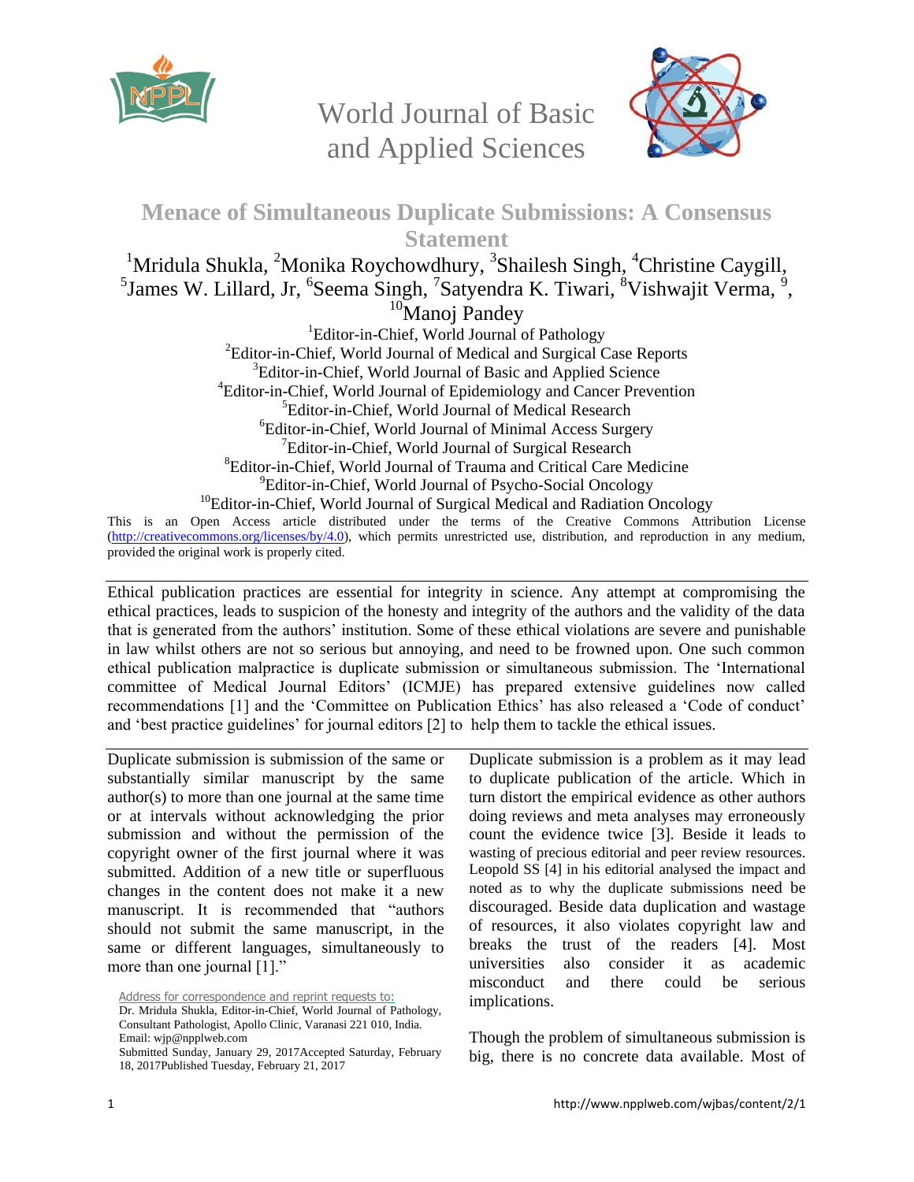World Journal of Basic and Applied Sciences

# Menace of Simultaneous Duplicate Submissions: A Consensus Statement

[1]Mridula Shukla, [2]Monika Roychowdhury, [3]Shailesh Singh, [4]Christine Caygill, [5]James W. Lillard, Jr, [6]Seema Singh, [7]Satyendra K. Tiwari, [8]Vishwajit Verma, [9], [10]Manoj Pandey

[1]Editor-in-Chief, World Journal of Pathology
[2]Editor-in-Chief, World Journal of Medical and Surgical Case Reports
[3]Editor-in-Chief, World Journal of Basic and Applied Science
[4]Editor-in-Chief, World Journal of Epidemiology and Cancer Prevention
[5]Editor-in-Chief, World Journal of Medical Research
[6]Editor-in-Chief, World Journal of Minimal Access Surgery
[7]Editor-in-Chief, World Journal of Surgical Research
[8]Editor-in-Chief, World Journal of Trauma and Critical Care Medicine
[9]Editor-in-Chief, World Journal of Psycho-Social Oncology
[10]Editor-in-Chief, World Journal of Surgical Medical and Radiation Oncology

This is an Open Access article distributed under the terms of the Creative Commons Attribution License (http://creativecommons.org/licenses/by/4.0), which permits unrestricted use, distribution, and reproduction in any medium, provided the original work is properly cited.

Ethical publication practices are essential for integrity in science. Any attempt at compromising the ethical practices, leads to suspicion of the honesty and integrity of the authors and the validity of the data that is generated from the authors' institution. Some of these ethical violations are severe and punishable in law whilst others are not so serious but annoying, and need to be frowned upon. One such common ethical publication malpractice is duplicate submission or simultaneous submission. The 'International committee of Medical Journal Editors' (ICMJE) has prepared extensive guidelines now called recommendations [1] and the 'Committee on Publication Ethics' has also released a 'Code of conduct' and 'best practice guidelines' for journal editors [2] to help them to tackle the ethical issues.

Duplicate submission is submission of the same or substantially similar manuscript by the same author(s) to more than one journal at the same time or at intervals without acknowledging the prior submission and without the permission of the copyright owner of the first journal where it was submitted. Addition of a new title or superfluous changes in the content does not make it a new manuscript. It is recommended that "authors should not submit the same manuscript, in the same or different languages, simultaneously to more than one journal [1]."

Address for correspondence and reprint requests to:
Dr. Mridula Shukla, Editor-in-Chief, World Journal of Pathology, Consultant Pathologist, Apollo Clinic, Varanasi 221 010, India.
Email: wjp@npplweb.com
Submitted Sunday, January 29, 2017Accepted Saturday, February 18, 2017Published Tuesday, February 21, 2017

Duplicate submission is a problem as it may lead to duplicate publication of the article. Which in turn distort the empirical evidence as other authors doing reviews and meta analyses may erroneously count the evidence twice [3]. Beside it leads to wasting of precious editorial and peer review resources. Leopold SS [4] in his editorial analysed the impact and noted as to why the duplicate submissions need be discouraged. Beside data duplication and wastage of resources, it also violates copyright law and breaks the trust of the readers [4]. Most universities also consider it as academic misconduct and there could be serious implications.

Though the problem of simultaneous submission is big, there is no concrete data available. Most of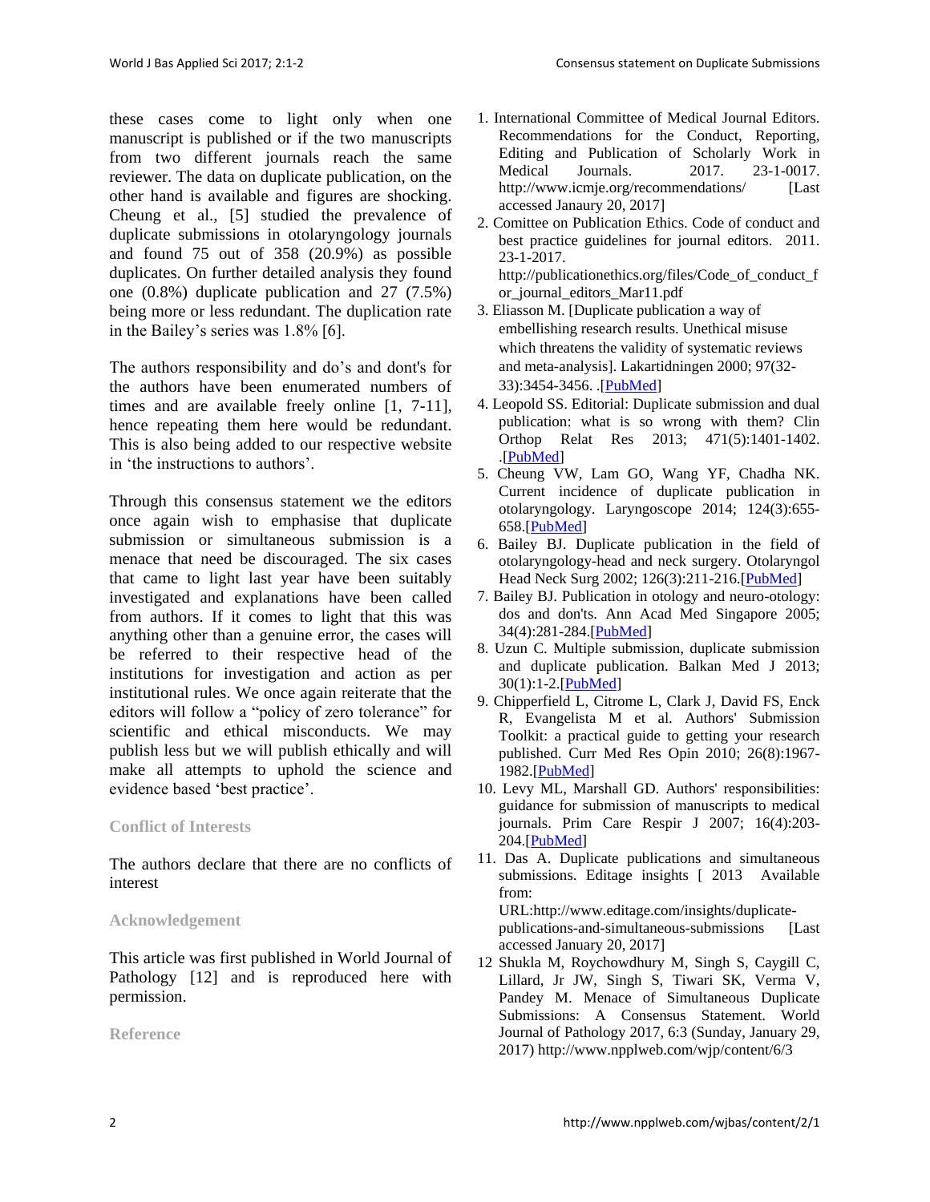these cases come to light only when one manuscript is published or if the two manuscripts from two different journals reach the same reviewer. The data on duplicate publication, on the other hand is available and figures are shocking. Cheung et al., [5] studied the prevalence of duplicate submissions in otolaryngology journals and found 75 out of 358 (20.9%) as possible duplicates. On further detailed analysis they found one (0.8%) duplicate publication and 27 (7.5%) being more or less redundant. The duplication rate in the Bailey's series was 1.8% [6].

The authors responsibility and do's and dont's for the authors have been enumerated numbers of times and are available freely online [1, 7-11], hence repeating them here would be redundant. This is also being added to our respective website in 'the instructions to authors'.

Through this consensus statement we the editors once again wish to emphasise that duplicate submission or simultaneous submission is a menace that need be discouraged. The six cases that came to light last year have been suitably investigated and explanations have been called from authors. If it comes to light that this was anything other than a genuine error, the cases will be referred to their respective head of the institutions for investigation and action as per institutional rules. We once again reiterate that the editors will follow a "policy of zero tolerance" for scientific and ethical misconducts. We may publish less but we will publish ethically and will make all attempts to uphold the science and evidence based 'best practice'.

## Conflict of Interests

The authors declare that there are no conflicts of interest

## Acknowledgement

This article was first published in World Journal of Pathology [12] and is reproduced here with permission.

## Reference

1. International Committee of Medical Journal Editors. Recommendations for the Conduct, Reporting, Editing and Publication of Scholarly Work in Medical Journals. 2017. 23-1-0017. http://www.icmje.org/recommendations/ [Last accessed Janaury 20, 2017]
2. Comittee on Publication Ethics. Code of conduct and best practice guidelines for journal editors. 2011. 23-1-2017. http://publicationethics.org/files/Code_of_conduct_for_journal_editors_Mar11.pdf
3. Eliasson M. [Duplicate publication a way of embellishing research results. Unethical misuse which threatens the validity of systematic reviews and meta-analysis]. Lakartidningen 2000; 97(32-33):3454-3456. .[PubMed]
4. Leopold SS. Editorial: Duplicate submission and dual publication: what is so wrong with them? Clin Orthop Relat Res 2013; 471(5):1401-1402. .[PubMed]
5. Cheung VW, Lam GO, Wang YF, Chadha NK. Current incidence of duplicate publication in otolaryngology. Laryngoscope 2014; 124(3):655-658.[PubMed]
6. Bailey BJ. Duplicate publication in the field of otolaryngology-head and neck surgery. Otolaryngol Head Neck Surg 2002; 126(3):211-216.[PubMed]
7. Bailey BJ. Publication in otology and neuro-otology: dos and don'ts. Ann Acad Med Singapore 2005; 34(4):281-284.[PubMed]
8. Uzun C. Multiple submission, duplicate submission and duplicate publication. Balkan Med J 2013; 30(1):1-2.[PubMed]
9. Chipperfield L, Citrome L, Clark J, David FS, Enck R, Evangelista M et al. Authors' Submission Toolkit: a practical guide to getting your research published. Curr Med Res Opin 2010; 26(8):1967-1982.[PubMed]
10. Levy ML, Marshall GD. Authors' responsibilities: guidance for submission of manuscripts to medical journals. Prim Care Respir J 2007; 16(4):203-204.[PubMed]
11. Das A. Duplicate publications and simultaneous submissions. Editage insights [ 2013 Available from: URL:http://www.editage.com/insights/duplicate-publications-and-simultaneous-submissions [Last accessed January 20, 2017]
12. Shukla M, Roychowdhury M, Singh S, Caygill C, Lillard, Jr JW, Singh S, Tiwari SK, Verma V, Pandey M. Menace of Simultaneous Duplicate Submissions: A Consensus Statement. World Journal of Pathology 2017, 6:3 (Sunday, January 29, 2017) http://www.npplweb.com/wjp/content/6/3